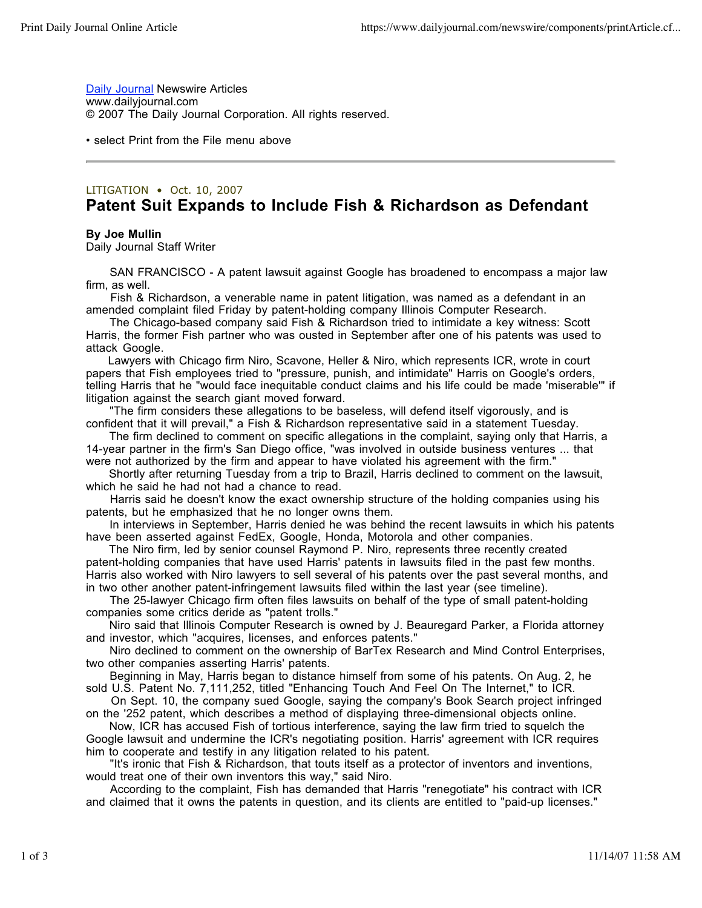Daily Journal Newswire Articles
www.dailyjournal.com
© 2007 The Daily Journal Corporation. All rights reserved.

• select Print from the File menu above

---

LITIGATION • Oct. 10, 2007

# Patent Suit Expands to Include Fish & Richardson as Defendant

**By Joe Mullin**
Daily Journal Staff Writer

SAN FRANCISCO - A patent lawsuit against Google has broadened to encompass a major law firm, as well.

Fish & Richardson, a venerable name in patent litigation, was named as a defendant in an amended complaint filed Friday by patent-holding company Illinois Computer Research.

The Chicago-based company said Fish & Richardson tried to intimidate a key witness: Scott Harris, the former Fish partner who was ousted in September after one of his patents was used to attack Google.

Lawyers with Chicago firm Niro, Scavone, Heller & Niro, which represents ICR, wrote in court papers that Fish employees tried to "pressure, punish, and intimidate" Harris on Google's orders, telling Harris that he "would face inequitable conduct claims and his life could be made 'miserable'" if litigation against the search giant moved forward.

"The firm considers these allegations to be baseless, will defend itself vigorously, and is confident that it will prevail," a Fish & Richardson representative said in a statement Tuesday.

The firm declined to comment on specific allegations in the complaint, saying only that Harris, a 14-year partner in the firm's San Diego office, "was involved in outside business ventures ... that were not authorized by the firm and appear to have violated his agreement with the firm."

Shortly after returning Tuesday from a trip to Brazil, Harris declined to comment on the lawsuit, which he said he had not had a chance to read.

Harris said he doesn't know the exact ownership structure of the holding companies using his patents, but he emphasized that he no longer owns them.

In interviews in September, Harris denied he was behind the recent lawsuits in which his patents have been asserted against FedEx, Google, Honda, Motorola and other companies.

The Niro firm, led by senior counsel Raymond P. Niro, represents three recently created patent-holding companies that have used Harris' patents in lawsuits filed in the past few months. Harris also worked with Niro lawyers to sell several of his patents over the past several months, and in two other another patent-infringement lawsuits filed within the last year (see timeline).

The 25-lawyer Chicago firm often files lawsuits on behalf of the type of small patent-holding companies some critics deride as "patent trolls."

Niro said that Illinois Computer Research is owned by J. Beauregard Parker, a Florida attorney and investor, which "acquires, licenses, and enforces patents."

Niro declined to comment on the ownership of BarTex Research and Mind Control Enterprises, two other companies asserting Harris' patents.

Beginning in May, Harris began to distance himself from some of his patents. On Aug. 2, he sold U.S. Patent No. 7,111,252, titled "Enhancing Touch And Feel On The Internet," to ICR.

On Sept. 10, the company sued Google, saying the company's Book Search project infringed on the '252 patent, which describes a method of displaying three-dimensional objects online.

Now, ICR has accused Fish of tortious interference, saying the law firm tried to squelch the Google lawsuit and undermine the ICR's negotiating position. Harris' agreement with ICR requires him to cooperate and testify in any litigation related to his patent.

"It's ironic that Fish & Richardson, that touts itself as a protector of inventors and inventions, would treat one of their own inventors this way," said Niro.

According to the complaint, Fish has demanded that Harris "renegotiate" his contract with ICR and claimed that it owns the patents in question, and its clients are entitled to "paid-up licenses."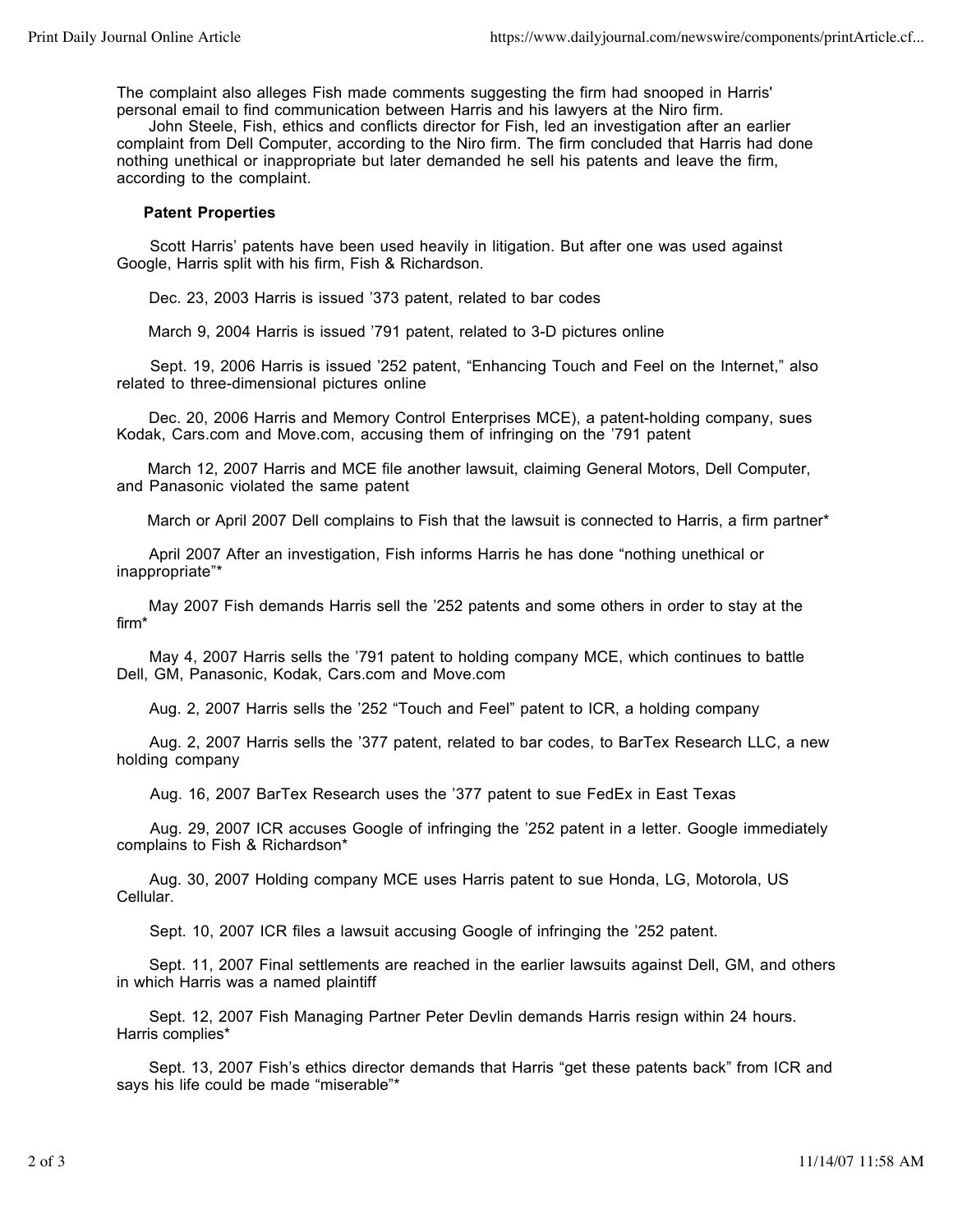The complaint also alleges Fish made comments suggesting the firm had snooped in Harris' personal email to find communication between Harris and his lawyers at the Niro firm.

John Steele, Fish, ethics and conflicts director for Fish, led an investigation after an earlier complaint from Dell Computer, according to the Niro firm. The firm concluded that Harris had done nothing unethical or inappropriate but later demanded he sell his patents and leave the firm, according to the complaint.

**Patent Properties**

Scott Harris' patents have been used heavily in litigation. But after one was used against Google, Harris split with his firm, Fish & Richardson.

Dec. 23, 2003 Harris is issued '373 patent, related to bar codes

March 9, 2004 Harris is issued '791 patent, related to 3-D pictures online

Sept. 19, 2006 Harris is issued '252 patent, "Enhancing Touch and Feel on the Internet," also related to three-dimensional pictures online

Dec. 20, 2006 Harris and Memory Control Enterprises MCE), a patent-holding company, sues Kodak, Cars.com and Move.com, accusing them of infringing on the '791 patent

March 12, 2007 Harris and MCE file another lawsuit, claiming General Motors, Dell Computer, and Panasonic violated the same patent

March or April 2007 Dell complains to Fish that the lawsuit is connected to Harris, a firm partner*

April 2007 After an investigation, Fish informs Harris he has done "nothing unethical or inappropriate"*

May 2007 Fish demands Harris sell the '252 patents and some others in order to stay at the firm*

May 4, 2007 Harris sells the '791 patent to holding company MCE, which continues to battle Dell, GM, Panasonic, Kodak, Cars.com and Move.com

Aug. 2, 2007 Harris sells the '252 "Touch and Feel" patent to ICR, a holding company

Aug. 2, 2007 Harris sells the '377 patent, related to bar codes, to BarTex Research LLC, a new holding company

Aug. 16, 2007 BarTex Research uses the '377 patent to sue FedEx in East Texas

Aug. 29, 2007 ICR accuses Google of infringing the '252 patent in a letter. Google immediately complains to Fish & Richardson*

Aug. 30, 2007 Holding company MCE uses Harris patent to sue Honda, LG, Motorola, US Cellular.

Sept. 10, 2007 ICR files a lawsuit accusing Google of infringing the '252 patent.

Sept. 11, 2007 Final settlements are reached in the earlier lawsuits against Dell, GM, and others in which Harris was a named plaintiff

Sept. 12, 2007 Fish Managing Partner Peter Devlin demands Harris resign within 24 hours. Harris complies*

Sept. 13, 2007 Fish's ethics director demands that Harris "get these patents back" from ICR and says his life could be made "miserable"*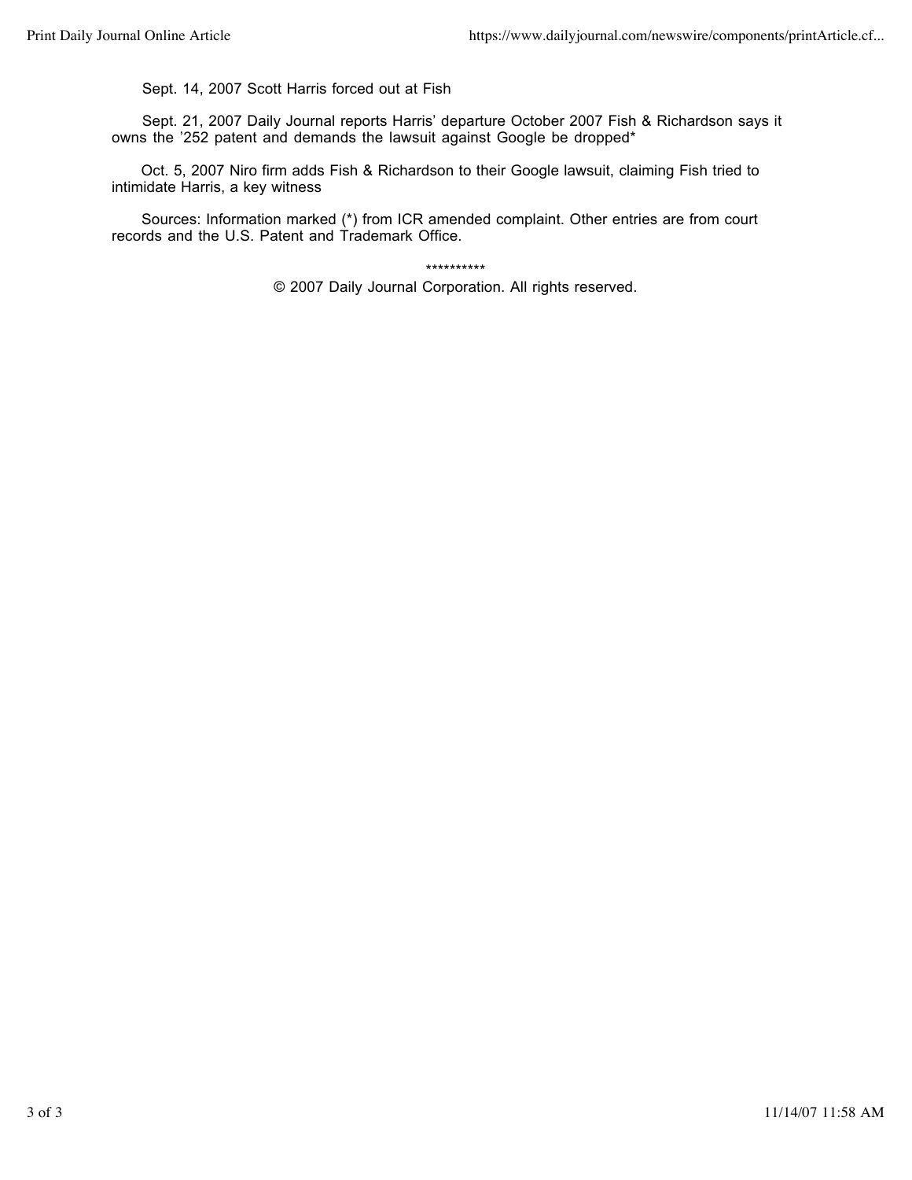Sept. 14, 2007 Scott Harris forced out at Fish

Sept. 21, 2007 Daily Journal reports Harris' departure October 2007 Fish & Richardson says it owns the '252 patent and demands the lawsuit against Google be dropped*

Oct. 5, 2007 Niro firm adds Fish & Richardson to their Google lawsuit, claiming Fish tried to intimidate Harris, a key witness

Sources: Information marked (*) from ICR amended complaint. Other entries are from court records and the U.S. Patent and Trademark Office.

**********

© 2007 Daily Journal Corporation. All rights reserved.